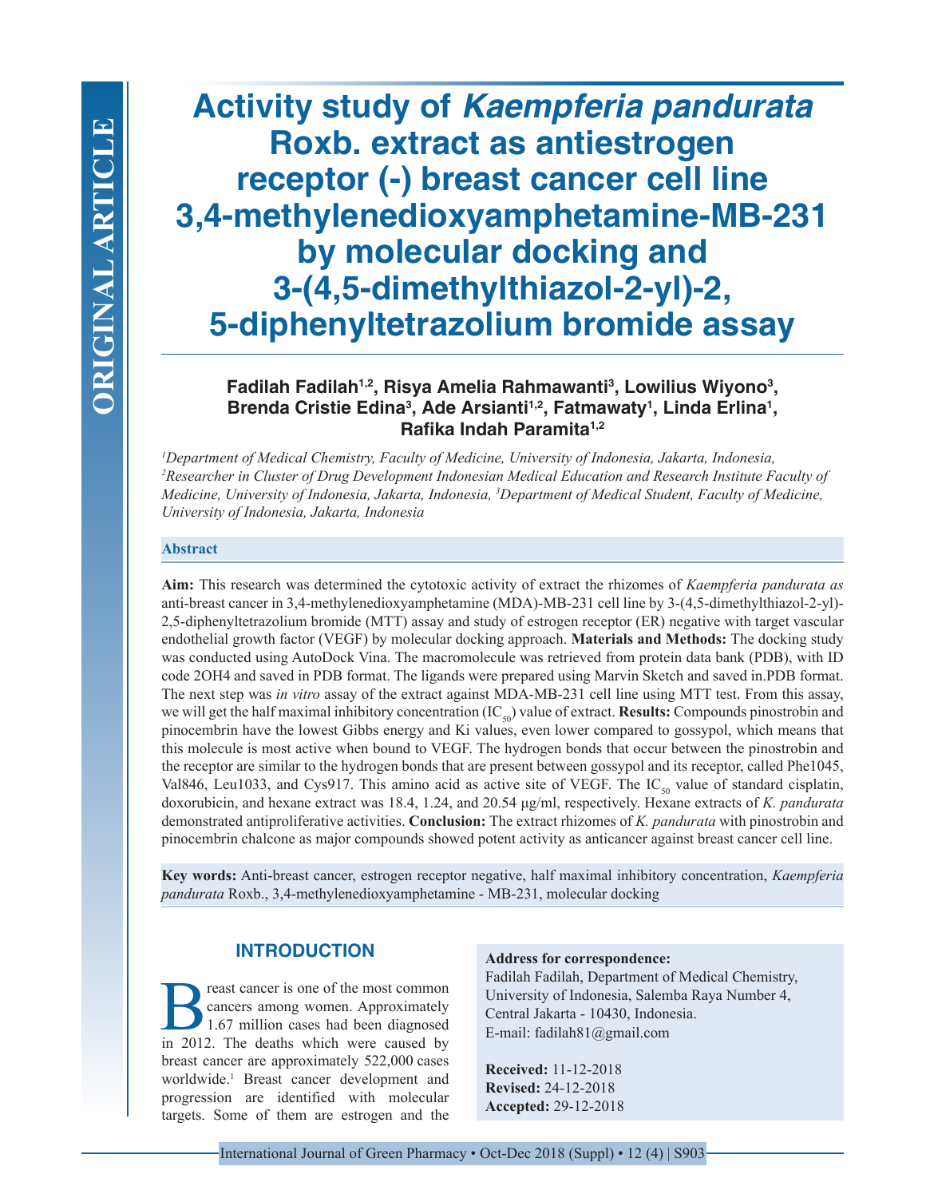# Activity study of *Kaempferia pandurata* Roxb. extract as antiestrogen receptor (-) breast cancer cell line 3,4-methylenedioxyamphetamine-MB-231 by molecular docking and 3-(4,5-dimethylthiazol-2-yl)-2, 5-diphenyltetrazolium bromide assay

**Fadilah Fadilah[1,2], Risya Amelia Rahmawanti[3], Lowilius Wiyono[3], Brenda Cristie Edina[3], Ade Arsianti[1,2], Fatmawaty[1], Linda Erlina[1], Rafika Indah Paramita[1,2]**

*[1]Department of Medical Chemistry, Faculty of Medicine, University of Indonesia, Jakarta, Indonesia, [2]Researcher in Cluster of Drug Development Indonesian Medical Education and Research Institute Faculty of Medicine, University of Indonesia, Jakarta, Indonesia, [3]Department of Medical Student, Faculty of Medicine, University of Indonesia, Jakarta, Indonesia*

## Abstract

**Aim:** This research was determined the cytotoxic activity of extract the rhizomes of *Kaempferia pandurata as* anti-breast cancer in 3,4-methylenedioxyamphetamine (MDA)-MB-231 cell line by 3-(4,5-dimethylthiazol-2-yl)-2,5-diphenyltetrazolium bromide (MTT) assay and study of estrogen receptor (ER) negative with target vascular endothelial growth factor (VEGF) by molecular docking approach. **Materials and Methods:** The docking study was conducted using AutoDock Vina. The macromolecule was retrieved from protein data bank (PDB), with ID code 2OH4 and saved in PDB format. The ligands were prepared using Marvin Sketch and saved in.PDB format. The next step was *in vitro* assay of the extract against MDA-MB-231 cell line using MTT test. From this assay, we will get the half maximal inhibitory concentration ($IC_{50}$) value of extract. **Results:** Compounds pinostrobin and pinocembrin have the lowest Gibbs energy and Ki values, even lower compared to gossypol, which means that this molecule is most active when bound to VEGF. The hydrogen bonds that occur between the pinostrobin and the receptor are similar to the hydrogen bonds that are present between gossypol and its receptor, called Phe1045, Val846, Leu1033, and Cys917. This amino acid as active site of VEGF. The $IC_{50}$ value of standard cisplatin, doxorubicin, and hexane extract was 18.4, 1.24, and 20.54 µg/ml, respectively. Hexane extracts of *K. pandurata* demonstrated antiproliferative activities. **Conclusion:** The extract rhizomes of *K. pandurata* with pinostrobin and pinocembrin chalcone as major compounds showed potent activity as anticancer against breast cancer cell line.

**Key words:** Anti-breast cancer, estrogen receptor negative, half maximal inhibitory concentration, *Kaempferia pandurata* Roxb., 3,4-methylenedioxyamphetamine - MB-231, molecular docking

## INTRODUCTION

Breast cancer is one of the most common cancers among women. Approximately 1.67 million cases had been diagnosed in 2012. The deaths which were caused by breast cancer are approximately 522,000 cases worldwide.[1] Breast cancer development and progression are identified with molecular targets. Some of them are estrogen and the

**Address for correspondence:**
Fadilah Fadilah, Department of Medical Chemistry, University of Indonesia, Salemba Raya Number 4, Central Jakarta - 10430, Indonesia.
E-mail: fadilah81@gmail.com

**Received:** 11-12-2018
**Revised:** 24-12-2018
**Accepted:** 29-12-2018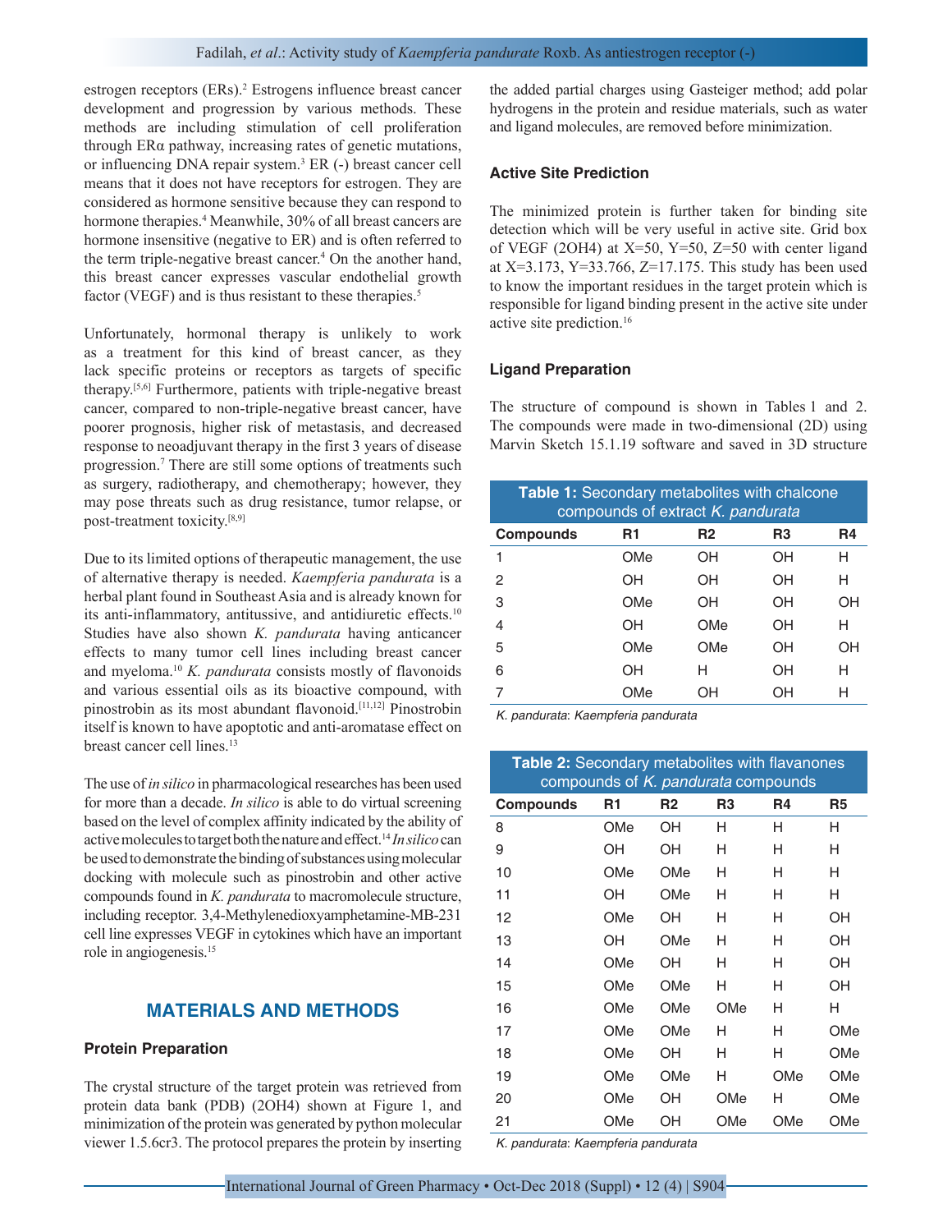estrogen receptors (ERs).[2] Estrogens influence breast cancer development and progression by various methods. These methods are including stimulation of cell proliferation through ERα pathway, increasing rates of genetic mutations, or influencing DNA repair system.[3] ER (-) breast cancer cell means that it does not have receptors for estrogen. They are considered as hormone sensitive because they can respond to hormone therapies.[4] Meanwhile, 30% of all breast cancers are hormone insensitive (negative to ER) and is often referred to the term triple-negative breast cancer.[4] On the another hand, this breast cancer expresses vascular endothelial growth factor (VEGF) and is thus resistant to these therapies.[5]

Unfortunately, hormonal therapy is unlikely to work as a treatment for this kind of breast cancer, as they lack specific proteins or receptors as targets of specific therapy.[5,6] Furthermore, patients with triple-negative breast cancer, compared to non-triple-negative breast cancer, have poorer prognosis, higher risk of metastasis, and decreased response to neoadjuvant therapy in the first 3 years of disease progression.[7] There are still some options of treatments such as surgery, radiotherapy, and chemotherapy; however, they may pose threats such as drug resistance, tumor relapse, or post-treatment toxicity.[8,9]

Due to its limited options of therapeutic management, the use of alternative therapy is needed. *Kaempferia pandurata* is a herbal plant found in Southeast Asia and is already known for its anti-inflammatory, antitussive, and antidiuretic effects.[10] Studies have also shown *K. pandurata* having anticancer effects to many tumor cell lines including breast cancer and myeloma.[10] *K. pandurata* consists mostly of flavonoids and various essential oils as its bioactive compound, with pinostrobin as its most abundant flavonoid.[11,12] Pinostrobin itself is known to have apoptotic and anti-aromatase effect on breast cancer cell lines.[13]

The use of *in silico* in pharmacological researches has been used for more than a decade. *In silico* is able to do virtual screening based on the level of complex affinity indicated by the ability of active molecules to target both the nature and effect.[14] *In silico* can be used to demonstrate the binding of substances using molecular docking with molecule such as pinostrobin and other active compounds found in *K. pandurata* to macromolecule structure, including receptor. 3,4-Methylenedioxyamphetamine-MB-231 cell line expresses VEGF in cytokines which have an important role in angiogenesis.[15]

## MATERIALS AND METHODS

### Protein Preparation

The crystal structure of the target protein was retrieved from protein data bank (PDB) (2OH4) shown at Figure 1, and minimization of the protein was generated by python molecular viewer 1.5.6cr3. The protocol prepares the protein by inserting the added partial charges using Gasteiger method; add polar hydrogens in the protein and residue materials, such as water and ligand molecules, are removed before minimization.

### Active Site Prediction

The minimized protein is further taken for binding site detection which will be very useful in active site. Grid box of VEGF (2OH4) at X=50, Y=50, Z=50 with center ligand at X=3.173, Y=33.766, Z=17.175. This study has been used to know the important residues in the target protein which is responsible for ligand binding present in the active site under active site prediction.[16]

### Ligand Preparation

The structure of compound is shown in Tables 1 and 2. The compounds were made in two-dimensional (2D) using Marvin Sketch 15.1.19 software and saved in 3D structure

**Table 1:** Secondary metabolites with chalcone compounds of extract *K. pandurata*

| Compounds | R1 | R2 | R3 | R4 |
|---|---|---|---|---|
| 1 | OMe | OH | OH | H |
| 2 | OH | OH | OH | H |
| 3 | OMe | OH | OH | OH |
| 4 | OH | OMe | OH | H |
| 5 | OMe | OMe | OH | OH |
| 6 | OH | H | OH | H |
| 7 | OMe | OH | OH | H |

*K. pandurata*: *Kaempferia pandurata*

**Table 2:** Secondary metabolites with flavanones compounds of *K. pandurata* compounds

| Compounds | R1 | R2 | R3 | R4 | R5 |
|---|---|---|---|---|---|
| 8 | OMe | OH | H | H | H |
| 9 | OH | OH | H | H | H |
| 10 | OMe | OMe | H | H | H |
| 11 | OH | OMe | H | H | H |
| 12 | OMe | OH | H | H | OH |
| 13 | OH | OMe | H | H | OH |
| 14 | OMe | OH | H | H | OH |
| 15 | OMe | OMe | H | H | OH |
| 16 | OMe | OMe | OMe | H | H |
| 17 | OMe | OMe | H | H | OMe |
| 18 | OMe | OH | H | H | OMe |
| 19 | OMe | OMe | H | OMe | OMe |
| 20 | OMe | OH | OMe | H | OMe |
| 21 | OMe | OH | OMe | OMe | OMe |

*K. pandurata*: *Kaempferia pandurata*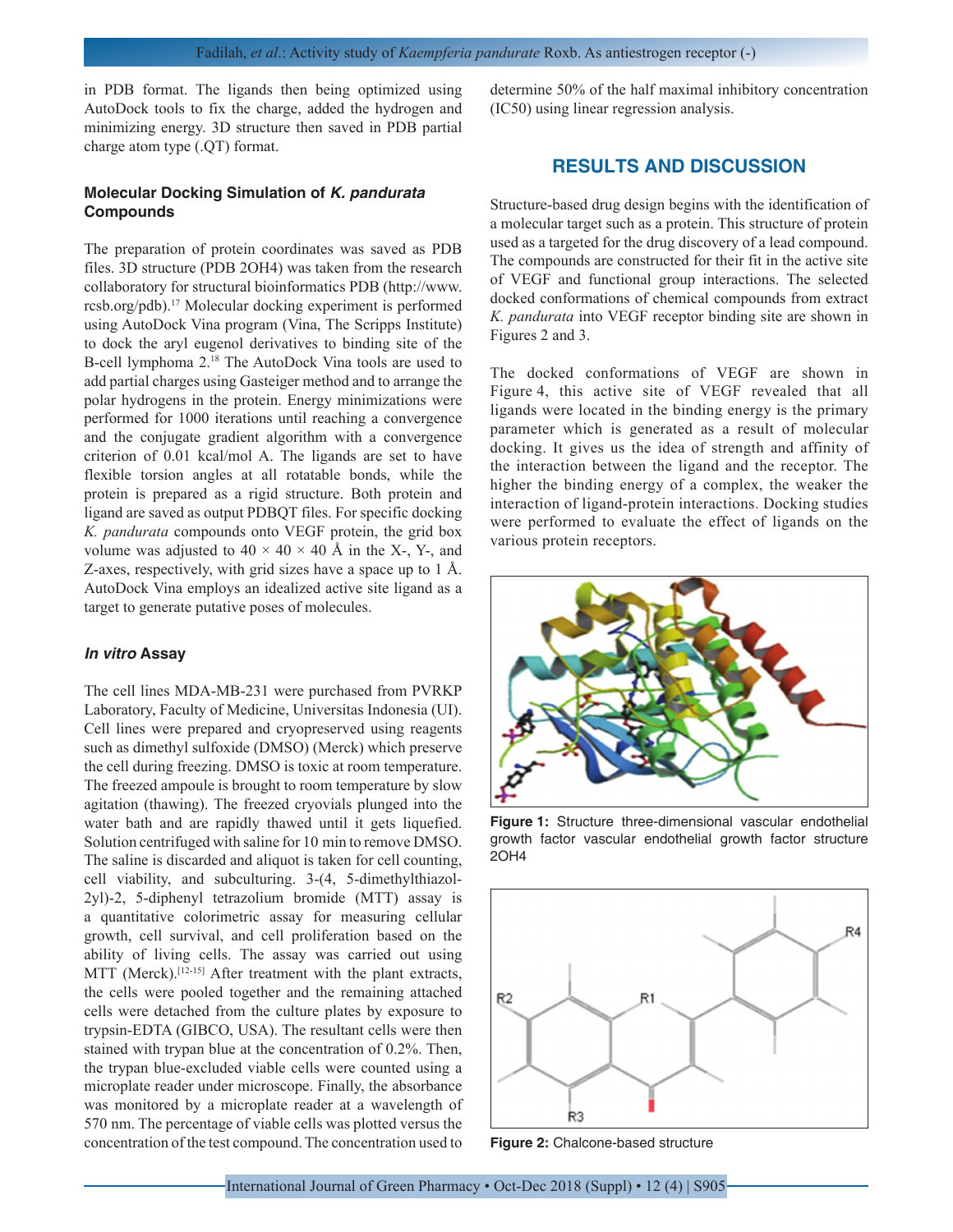in PDB format. The ligands then being optimized using AutoDock tools to fix the charge, added the hydrogen and minimizing energy. 3D structure then saved in PDB partial charge atom type (.QT) format.

### Molecular Docking Simulation of *K. pandurata* Compounds

The preparation of protein coordinates was saved as PDB files. 3D structure (PDB 2OH4) was taken from the research collaboratory for structural bioinformatics PDB (http://www.rcsb.org/pdb).[17] Molecular docking experiment is performed using AutoDock Vina program (Vina, The Scripps Institute) to dock the aryl eugenol derivatives to binding site of the B-cell lymphoma 2.[18] The AutoDock Vina tools are used to add partial charges using Gasteiger method and to arrange the polar hydrogens in the protein. Energy minimizations were performed for 1000 iterations until reaching a convergence and the conjugate gradient algorithm with a convergence criterion of 0.01 kcal/mol A. The ligands are set to have flexible torsion angles at all rotatable bonds, while the protein is prepared as a rigid structure. Both protein and ligand are saved as output PDBQT files. For specific docking *K. pandurata* compounds onto VEGF protein, the grid box volume was adjusted to 40 × 40 × 40 Å in the X-, Y-, and Z-axes, respectively, with grid sizes have a space up to 1 Å. AutoDock Vina employs an idealized active site ligand as a target to generate putative poses of molecules.

### *In vitro* Assay

The cell lines MDA-MB-231 were purchased from PVRKP Laboratory, Faculty of Medicine, Universitas Indonesia (UI). Cell lines were prepared and cryopreserved using reagents such as dimethyl sulfoxide (DMSO) (Merck) which preserve the cell during freezing. DMSO is toxic at room temperature. The freezed ampoule is brought to room temperature by slow agitation (thawing). The freezed cryovials plunged into the water bath and are rapidly thawed until it gets liquefied. Solution centrifuged with saline for 10 min to remove DMSO. The saline is discarded and aliquot is taken for cell counting, cell viability, and subculturing. 3-(4, 5-dimethylthiazol-2yl)-2, 5-diphenyl tetrazolium bromide (MTT) assay is a quantitative colorimetric assay for measuring cellular growth, cell survival, and cell proliferation based on the ability of living cells. The assay was carried out using MTT (Merck).[12-15] After treatment with the plant extracts, the cells were pooled together and the remaining attached cells were detached from the culture plates by exposure to trypsin-EDTA (GIBCO, USA). The resultant cells were then stained with trypan blue at the concentration of 0.2%. Then, the trypan blue-excluded viable cells were counted using a microplate reader under microscope. Finally, the absorbance was monitored by a microplate reader at a wavelength of 570 nm. The percentage of viable cells was plotted versus the concentration of the test compound. The concentration used to determine 50% of the half maximal inhibitory concentration (IC50) using linear regression analysis.

## RESULTS AND DISCUSSION

Structure-based drug design begins with the identification of a molecular target such as a protein. This structure of protein used as a targeted for the drug discovery of a lead compound. The compounds are constructed for their fit in the active site of VEGF and functional group interactions. The selected docked conformations of chemical compounds from extract *K. pandurata* into VEGF receptor binding site are shown in Figures 2 and 3.

The docked conformations of VEGF are shown in Figure 4, this active site of VEGF revealed that all ligands were located in the binding energy is the primary parameter which is generated as a result of molecular docking. It gives us the idea of strength and affinity of the interaction between the ligand and the receptor. The higher the binding energy of a complex, the weaker the interaction of ligand-protein interactions. Docking studies were performed to evaluate the effect of ligands on the various protein receptors.

**Figure 1:** Structure three-dimensional vascular endothelial growth factor vascular endothelial growth factor structure 2OH4

**Figure 2:** Chalcone-based structure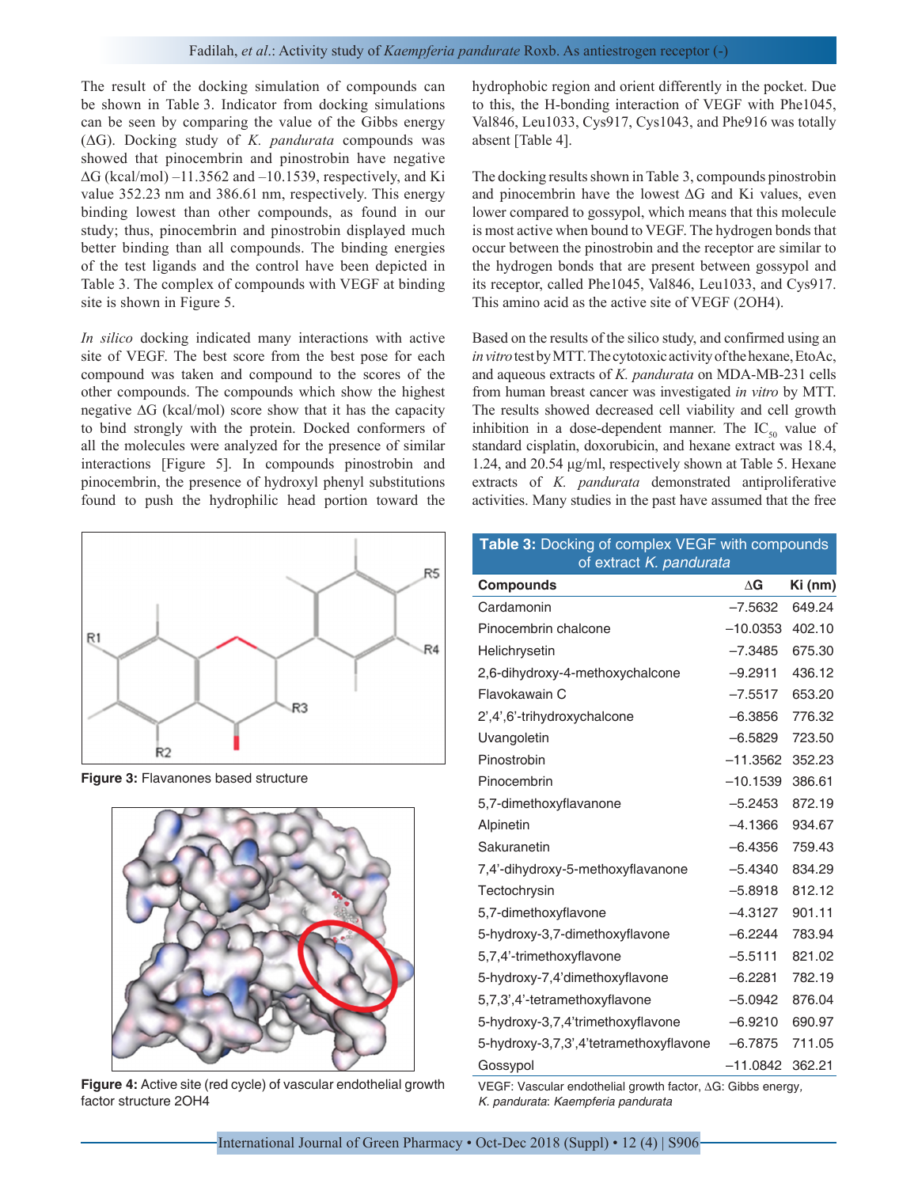The result of the docking simulation of compounds can be shown in Table 3. Indicator from docking simulations can be seen by comparing the value of the Gibbs energy (ΔG). Docking study of *K. pandurata* compounds was showed that pinocembrin and pinostrobin have negative ΔG (kcal/mol) –11.3562 and –10.1539, respectively, and Ki value 352.23 nm and 386.61 nm, respectively. This energy binding lowest than other compounds, as found in our study; thus, pinocembrin and pinostrobin displayed much better binding than all compounds. The binding energies of the test ligands and the control have been depicted in Table 3. The complex of compounds with VEGF at binding site is shown in Figure 5.

*In silico* docking indicated many interactions with active site of VEGF. The best score from the best pose for each compound was taken and compound to the scores of the other compounds. The compounds which show the highest negative ΔG (kcal/mol) score show that it has the capacity to bind strongly with the protein. Docked conformers of all the molecules were analyzed for the presence of similar interactions [Figure 5]. In compounds pinostrobin and pinocembrin, the presence of hydroxyl phenyl substitutions found to push the hydrophilic head portion toward the hydrophobic region and orient differently in the pocket. Due to this, the H-bonding interaction of VEGF with Phe1045, Val846, Leu1033, Cys917, Cys1043, and Phe916 was totally absent [Table 4].

The docking results shown in Table 3, compounds pinostrobin and pinocembrin have the lowest ΔG and Ki values, even lower compared to gossypol, which means that this molecule is most active when bound to VEGF. The hydrogen bonds that occur between the pinostrobin and the receptor are similar to the hydrogen bonds that are present between gossypol and its receptor, called Phe1045, Val846, Leu1033, and Cys917. This amino acid as the active site of VEGF (2OH4).

Based on the results of the silico study, and confirmed using an *in vitro* test by MTT. The cytotoxic activity of the hexane, EtoAc, and aqueous extracts of *K. pandurata* on MDA-MB-231 cells from human breast cancer was investigated *in vitro* by MTT. The results showed decreased cell viability and cell growth inhibition in a dose-dependent manner. The $IC_{50}$ value of standard cisplatin, doxorubicin, and hexane extract was 18.4, 1.24, and 20.54 µg/ml, respectively shown at Table 5. Hexane extracts of *K. pandurata* demonstrated antiproliferative activities. Many studies in the past have assumed that the free

**Figure 3:** Flavanones based structure

**Figure 4:** Active site (red cycle) of vascular endothelial growth factor structure 2OH4

**Table 3:** Docking of complex VEGF with compounds of extract *K. pandurata*

| Compounds | ΔG | Ki (nm) |
|---|---|---|
| Cardamonin | –7.5632 | 649.24 |
| Pinocembrin chalcone | –10.0353 | 402.10 |
| Helichrysetin | –7.3485 | 675.30 |
| 2,6-dihydroxy-4-methoxychalcone | –9.2911 | 436.12 |
| Flavokawain C | –7.5517 | 653.20 |
| 2',4',6'-trihydroxychalcone | –6.3856 | 776.32 |
| Uvangoletin | –6.5829 | 723.50 |
| Pinostrobin | –11.3562 | 352.23 |
| Pinocembrin | –10.1539 | 386.61 |
| 5,7-dimethoxyflavanone | –5.2453 | 872.19 |
| Alpinetin | –4.1366 | 934.67 |
| Sakuranetin | –6.4356 | 759.43 |
| 7,4'-dihydroxy-5-methoxyflavanone | –5.4340 | 834.29 |
| Tectochrysin | –5.8918 | 812.12 |
| 5,7-dimethoxyflavone | –4.3127 | 901.11 |
| 5-hydroxy-3,7-dimethoxyflavone | –6.2244 | 783.94 |
| 5,7,4'-trimethoxyflavone | –5.5111 | 821.02 |
| 5-hydroxy-7,4'dimethoxyflavone | –6.2281 | 782.19 |
| 5,7,3',4'-tetramethoxyflavone | –5.0942 | 876.04 |
| 5-hydroxy-3,7,4'trimethoxyflavone | –6.9210 | 690.97 |
| 5-hydroxy-3,7,3',4'tetramethoxyflavone | –6.7875 | 711.05 |
| Gossypol | –11.0842 | 362.21 |

VEGF: Vascular endothelial growth factor, ΔG: Gibbs energy, *K. pandurata*: *Kaempferia pandurata*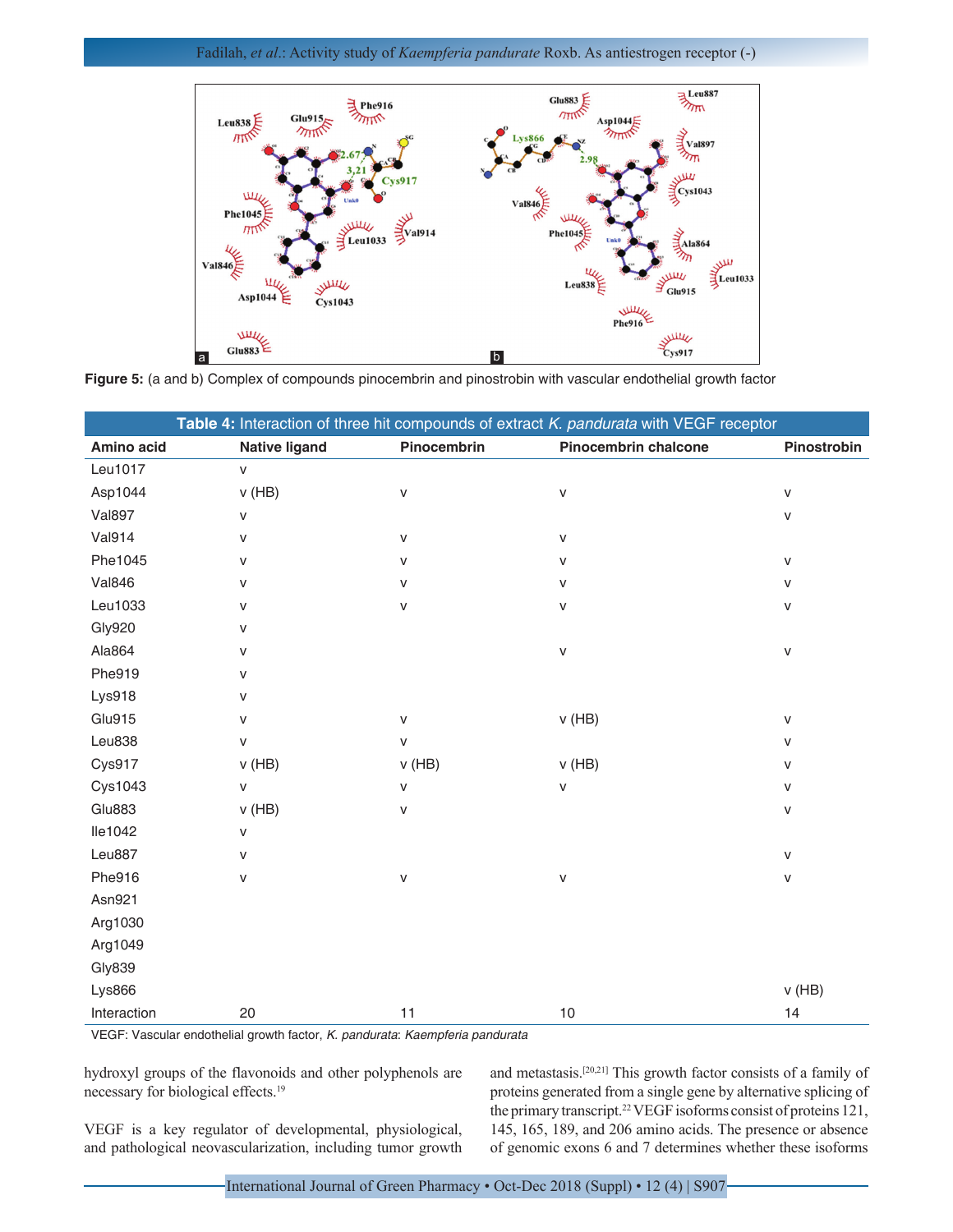Figure 5: (a and b) Complex of compounds pinocembrin and pinostrobin with vascular endothelial growth factor

**Table 4:** Interaction of three hit compounds of extract *K. pandurata* with VEGF receptor

| Amino acid | Native ligand | Pinocembrin | Pinocembrin chalcone | Pinostrobin |
|---|---|---|---|---|
| Leu1017 | v | | | |
| Asp1044 | v (HB) | v | v | v |
| Val897 | v | | | v |
| Val914 | v | v | v | |
| Phe1045 | v | v | v | v |
| Val846 | v | v | v | v |
| Leu1033 | v | v | v | v |
| Gly920 | v | | | |
| Ala864 | v | | v | v |
| Phe919 | v | | | |
| Lys918 | v | | | |
| Glu915 | v | v | v (HB) | v |
| Leu838 | v | v | | v |
| Cys917 | v (HB) | v (HB) | v (HB) | v |
| Cys1043 | v | v | v | v |
| Glu883 | v (HB) | v | | v |
| Ile1042 | v | | | |
| Leu887 | v | | | v |
| Phe916 | v | v | v | v |
| Asn921 | | | | |
| Arg1030 | | | | |
| Arg1049 | | | | |
| Gly839 | | | | |
| Lys866 | | | | v (HB) |
| Interaction | 20 | 11 | 10 | 14 |

VEGF: Vascular endothelial growth factor, *K. pandurata*: *Kaempferia pandurata*

hydroxyl groups of the flavonoids and other polyphenols are necessary for biological effects.[19]

VEGF is a key regulator of developmental, physiological, and pathological neovascularization, including tumor growth and metastasis.[20,21] This growth factor consists of a family of proteins generated from a single gene by alternative splicing of the primary transcript.[22] VEGF isoforms consist of proteins 121, 145, 165, 189, and 206 amino acids. The presence or absence of genomic exons 6 and 7 determines whether these isoforms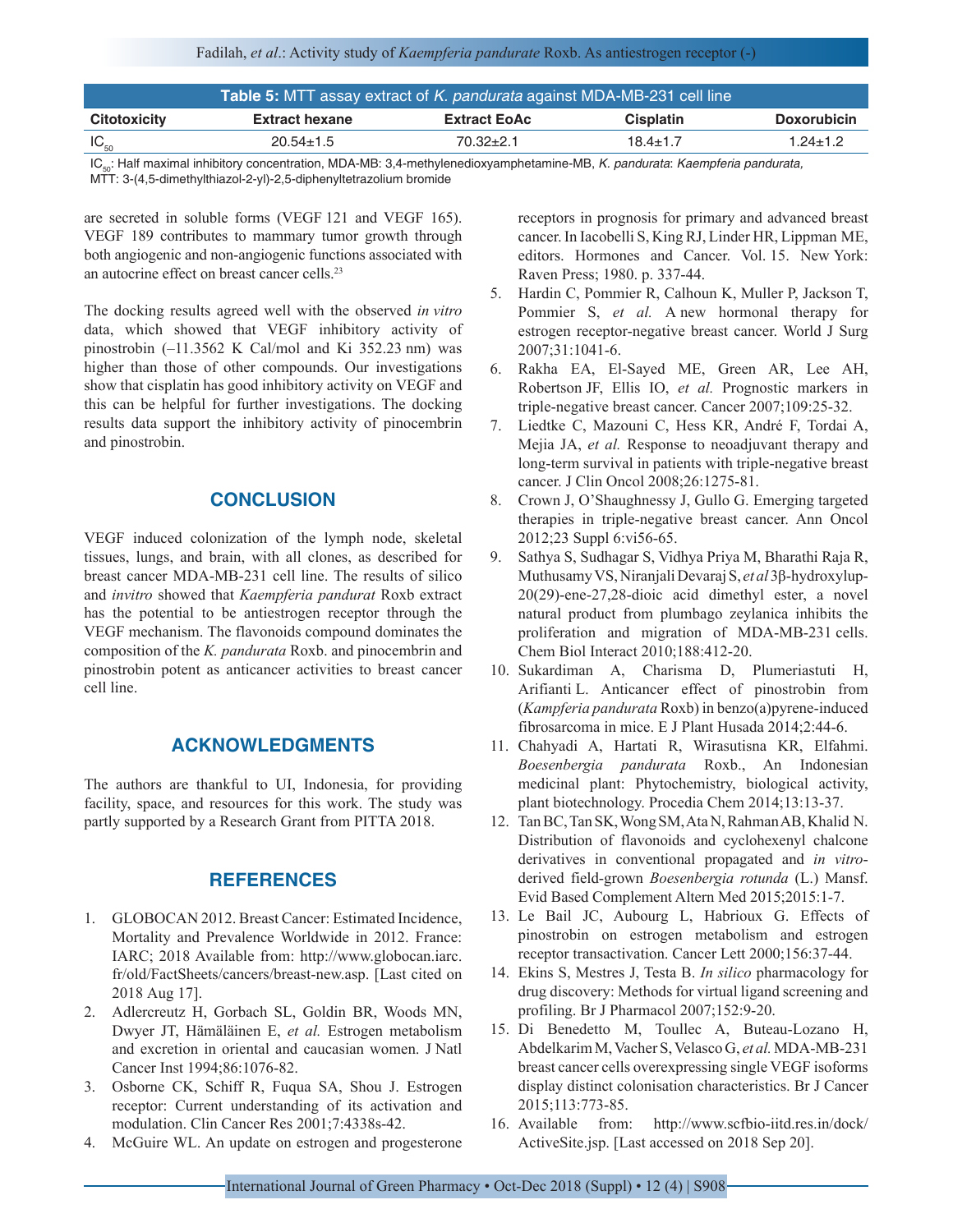**Table 5:** MTT assay extract of *K. pandurata* against MDA-MB-231 cell line

| Citotoxicity | Extract hexane | Extract EoAc | Cisplatin | Doxorubicin |
|---|---|---|---|---|
| $IC_{50}$ | 20.54±1.5 | 70.32±2.1 | 18.4±1.7 | 1.24±1.2 |

$IC_{50}$: Half maximal inhibitory concentration, MDA-MB: 3,4-methylenedioxyamphetamine-MB, *K. pandurata*: *Kaempferia pandurata,* MTT: 3-(4,5-dimethylthiazol-2-yl)-2,5-diphenyltetrazolium bromide

are secreted in soluble forms (VEGF 121 and VEGF 165). VEGF 189 contributes to mammary tumor growth through both angiogenic and non-angiogenic functions associated with an autocrine effect on breast cancer cells.[23]

The docking results agreed well with the observed *in vitro* data, which showed that VEGF inhibitory activity of pinostrobin (–11.3562 K Cal/mol and Ki 352.23 nm) was higher than those of other compounds. Our investigations show that cisplatin has good inhibitory activity on VEGF and this can be helpful for further investigations. The docking results data support the inhibitory activity of pinocembrin and pinostrobin.

## CONCLUSION

VEGF induced colonization of the lymph node, skeletal tissues, lungs, and brain, with all clones, as described for breast cancer MDA-MB-231 cell line. The results of silico and *invitro* showed that *Kaempferia pandurat* Roxb extract has the potential to be antiestrogen receptor through the VEGF mechanism. The flavonoids compound dominates the composition of the *K. pandurata* Roxb. and pinocembrin and pinostrobin potent as anticancer activities to breast cancer cell line.

## ACKNOWLEDGMENTS

The authors are thankful to UI, Indonesia, for providing facility, space, and resources for this work. The study was partly supported by a Research Grant from PITTA 2018.

## REFERENCES

1. GLOBOCAN 2012. Breast Cancer: Estimated Incidence, Mortality and Prevalence Worldwide in 2012. France: IARC; 2018 Available from: http://www.globocan.iarc.fr/old/FactSheets/cancers/breast-new.asp. [Last cited on 2018 Aug 17].
2. Adlercreutz H, Gorbach SL, Goldin BR, Woods MN, Dwyer JT, Hämäläinen E, *et al.* Estrogen metabolism and excretion in oriental and caucasian women. J Natl Cancer Inst 1994;86:1076-82.
3. Osborne CK, Schiff R, Fuqua SA, Shou J. Estrogen receptor: Current understanding of its activation and modulation. Clin Cancer Res 2001;7:4338s-42.
4. McGuire WL. An update on estrogen and progesterone receptors in prognosis for primary and advanced breast cancer. In Iacobelli S, King RJ, Linder HR, Lippman ME, editors. Hormones and Cancer. Vol. 15. New York: Raven Press; 1980. p. 337-44.
5. Hardin C, Pommier R, Calhoun K, Muller P, Jackson T, Pommier S, *et al.* A new hormonal therapy for estrogen receptor-negative breast cancer. World J Surg 2007;31:1041-6.
6. Rakha EA, El-Sayed ME, Green AR, Lee AH, Robertson JF, Ellis IO, *et al.* Prognostic markers in triple-negative breast cancer. Cancer 2007;109:25-32.
7. Liedtke C, Mazouni C, Hess KR, André F, Tordai A, Mejia JA, *et al.* Response to neoadjuvant therapy and long-term survival in patients with triple-negative breast cancer. J Clin Oncol 2008;26:1275-81.
8. Crown J, O'Shaughnessy J, Gullo G. Emerging targeted therapies in triple-negative breast cancer. Ann Oncol 2012;23 Suppl 6:vi56-65.
9. Sathya S, Sudhagar S, Vidhya Priya M, Bharathi Raja R, Muthusamy VS, Niranjali Devaraj S, *et al* 3β-hydroxylup-20(29)-ene-27,28-dioic acid dimethyl ester, a novel natural product from plumbago zeylanica inhibits the proliferation and migration of MDA-MB-231 cells. Chem Biol Interact 2010;188:412-20.
10. Sukardiman A, Charisma D, Plumeriastuti H, Arifianti L. Anticancer effect of pinostrobin from (*Kampferia pandurata* Roxb) in benzo(a)pyrene-induced fibrosarcoma in mice. E J Plant Husada 2014;2:44-6.
11. Chahyadi A, Hartati R, Wirasutisna KR, Elfahmi. *Boesenbergia pandurata* Roxb., An Indonesian medicinal plant: Phytochemistry, biological activity, plant biotechnology. Procedia Chem 2014;13:13-37.
12. Tan BC, Tan SK, Wong SM, Ata N, Rahman AB, Khalid N. Distribution of flavonoids and cyclohexenyl chalcone derivatives in conventional propagated and *in vitro*-derived field-grown *Boesenbergia rotunda* (L.) Mansf. Evid Based Complement Altern Med 2015;2015:1-7.
13. Le Bail JC, Aubourg L, Habrioux G. Effects of pinostrobin on estrogen metabolism and estrogen receptor transactivation. Cancer Lett 2000;156:37-44.
14. Ekins S, Mestres J, Testa B. *In silico* pharmacology for drug discovery: Methods for virtual ligand screening and profiling. Br J Pharmacol 2007;152:9-20.
15. Di Benedetto M, Toullec A, Buteau-Lozano H, Abdelkarim M, Vacher S, Velasco G, *et al.* MDA-MB-231 breast cancer cells overexpressing single VEGF isoforms display distinct colonisation characteristics. Br J Cancer 2015;113:773-85.
16. Available from: http://www.scfbio-iitd.res.in/dock/ActiveSite.jsp. [Last accessed on 2018 Sep 20].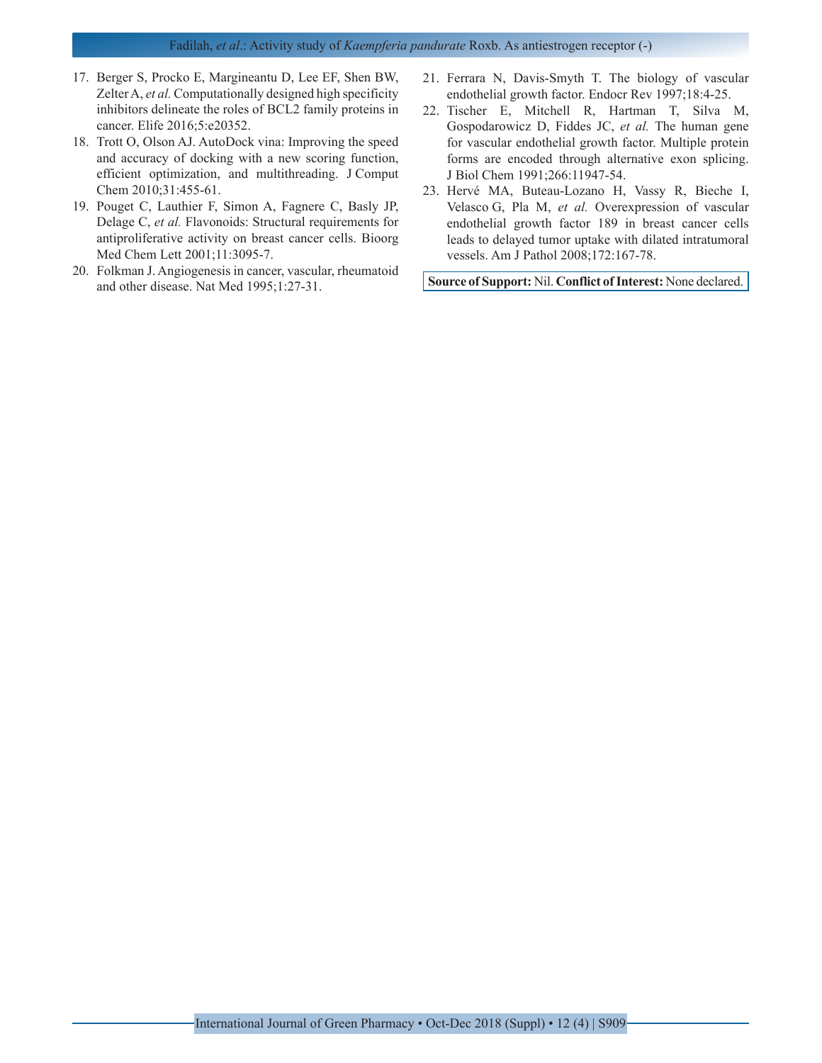17. Berger S, Procko E, Margineantu D, Lee EF, Shen BW, Zelter A, *et al.* Computationally designed high specificity inhibitors delineate the roles of BCL2 family proteins in cancer. Elife 2016;5:e20352.
18. Trott O, Olson AJ. AutoDock vina: Improving the speed and accuracy of docking with a new scoring function, efficient optimization, and multithreading. J Comput Chem 2010;31:455-61.
19. Pouget C, Lauthier F, Simon A, Fagnere C, Basly JP, Delage C, *et al.* Flavonoids: Structural requirements for antiproliferative activity on breast cancer cells. Bioorg Med Chem Lett 2001;11:3095-7.
20. Folkman J. Angiogenesis in cancer, vascular, rheumatoid and other disease. Nat Med 1995;1:27-31.
21. Ferrara N, Davis-Smyth T. The biology of vascular endothelial growth factor. Endocr Rev 1997;18:4-25.
22. Tischer E, Mitchell R, Hartman T, Silva M, Gospodarowicz D, Fiddes JC, *et al.* The human gene for vascular endothelial growth factor. Multiple protein forms are encoded through alternative exon splicing. J Biol Chem 1991;266:11947-54.
23. Hervé MA, Buteau-Lozano H, Vassy R, Bieche I, Velasco G, Pla M, *et al.* Overexpression of vascular endothelial growth factor 189 in breast cancer cells leads to delayed tumor uptake with dilated intratumoral vessels. Am J Pathol 2008;172:167-78.

**Source of Support:** Nil. **Conflict of Interest:** None declared.